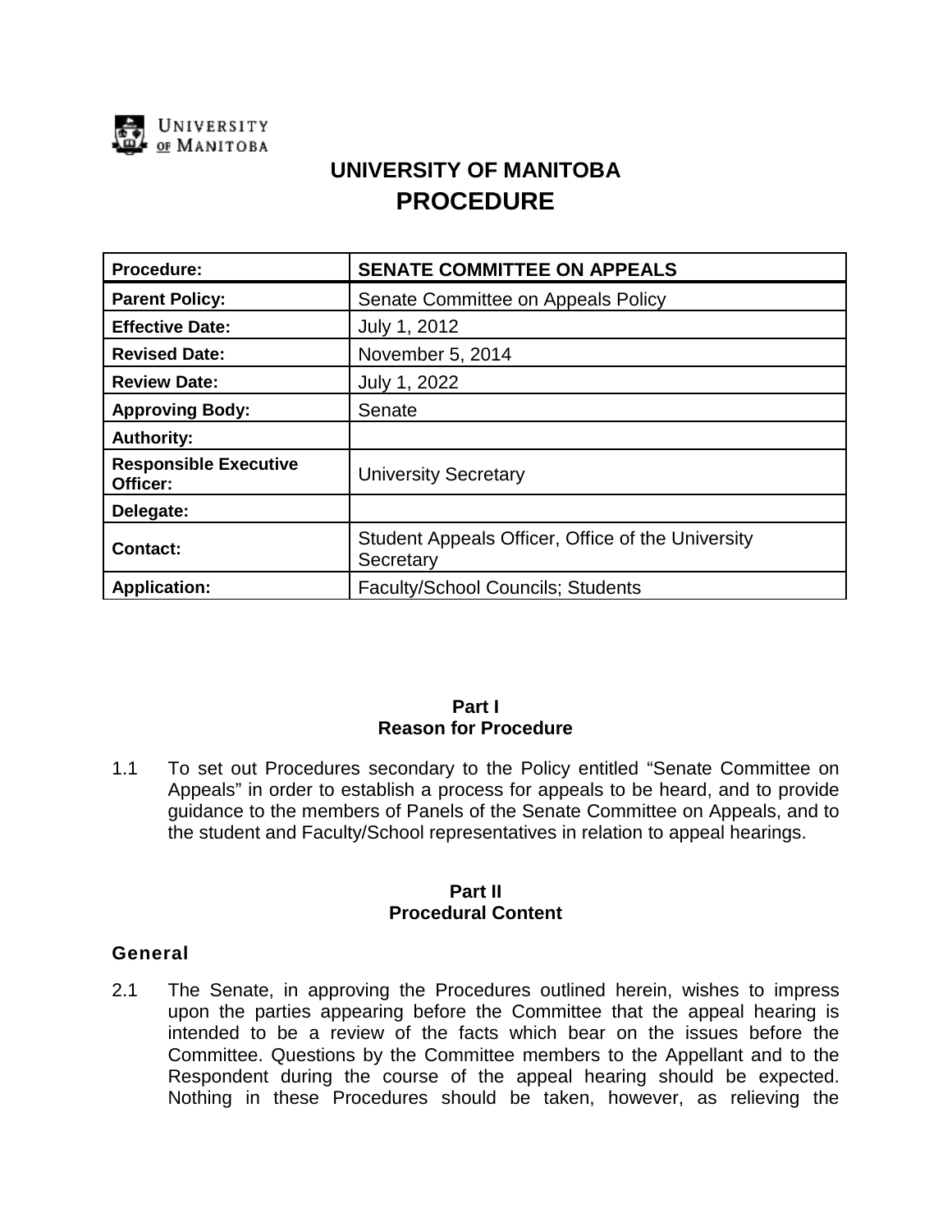# UNIVERSITY OF MANITOBA
# PROCEDURE

| Procedure: | SENATE COMMITTEE ON APPEALS |
|---|---|
| Parent Policy: | Senate Committee on Appeals Policy |
| Effective Date: | July 1, 2012 |
| Revised Date: | November 5, 2014 |
| Review Date: | July 1, 2022 |
| Approving Body: | Senate |
| Authority: | |
| Responsible Executive Officer: | University Secretary |
| Delegate: | |
| Contact: | Student Appeals Officer, Office of the University Secretary |
| Application: | Faculty/School Councils; Students |

## Part I
## Reason for Procedure

1.1 To set out Procedures secondary to the Policy entitled "Senate Committee on Appeals" in order to establish a process for appeals to be heard, and to provide guidance to the members of Panels of the Senate Committee on Appeals, and to the student and Faculty/School representatives in relation to appeal hearings.

## Part II
## Procedural Content

### General

2.1 The Senate, in approving the Procedures outlined herein, wishes to impress upon the parties appearing before the Committee that the appeal hearing is intended to be a review of the facts which bear on the issues before the Committee. Questions by the Committee members to the Appellant and to the Respondent during the course of the appeal hearing should be expected. Nothing in these Procedures should be taken, however, as relieving the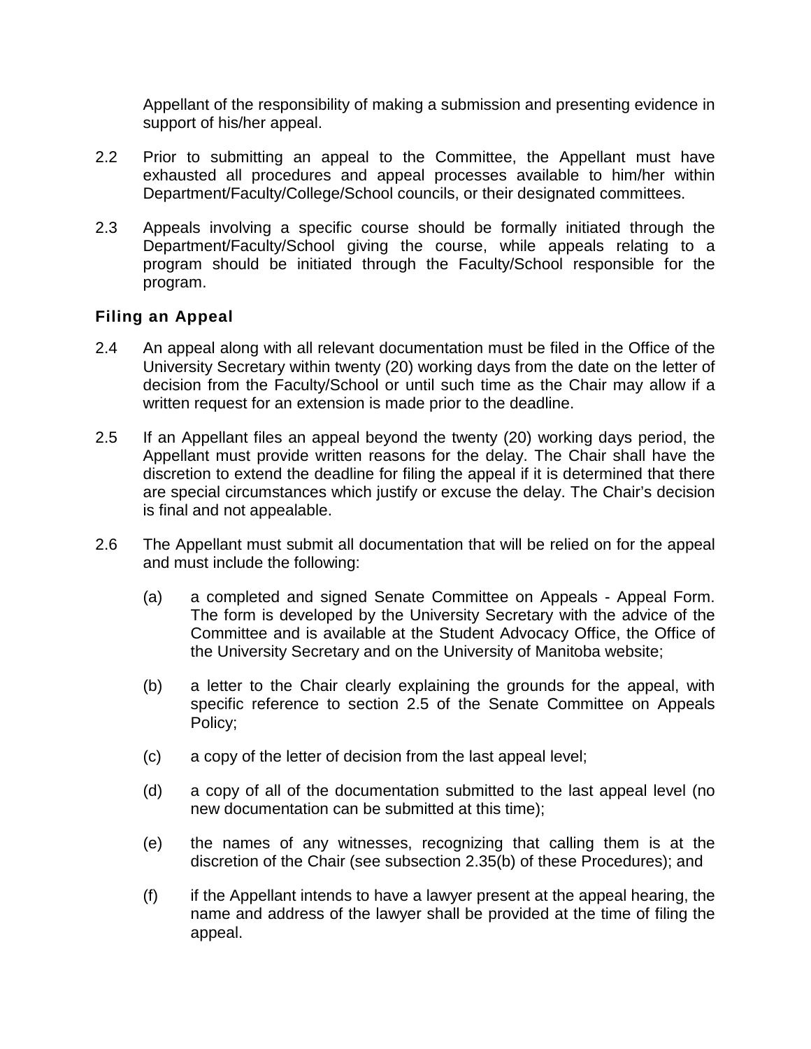Appellant of the responsibility of making a submission and presenting evidence in support of his/her appeal.

2.2 Prior to submitting an appeal to the Committee, the Appellant must have exhausted all procedures and appeal processes available to him/her within Department/Faculty/College/School councils, or their designated committees.

2.3 Appeals involving a specific course should be formally initiated through the Department/Faculty/School giving the course, while appeals relating to a program should be initiated through the Faculty/School responsible for the program.

### Filing an Appeal

2.4 An appeal along with all relevant documentation must be filed in the Office of the University Secretary within twenty (20) working days from the date on the letter of decision from the Faculty/School or until such time as the Chair may allow if a written request for an extension is made prior to the deadline.

2.5 If an Appellant files an appeal beyond the twenty (20) working days period, the Appellant must provide written reasons for the delay. The Chair shall have the discretion to extend the deadline for filing the appeal if it is determined that there are special circumstances which justify or excuse the delay. The Chair's decision is final and not appealable.

2.6 The Appellant must submit all documentation that will be relied on for the appeal and must include the following:

(a) a completed and signed Senate Committee on Appeals - Appeal Form. The form is developed by the University Secretary with the advice of the Committee and is available at the Student Advocacy Office, the Office of the University Secretary and on the University of Manitoba website;

(b) a letter to the Chair clearly explaining the grounds for the appeal, with specific reference to section 2.5 of the Senate Committee on Appeals Policy;

(c) a copy of the letter of decision from the last appeal level;

(d) a copy of all of the documentation submitted to the last appeal level (no new documentation can be submitted at this time);

(e) the names of any witnesses, recognizing that calling them is at the discretion of the Chair (see subsection 2.35(b) of these Procedures); and

(f) if the Appellant intends to have a lawyer present at the appeal hearing, the name and address of the lawyer shall be provided at the time of filing the appeal.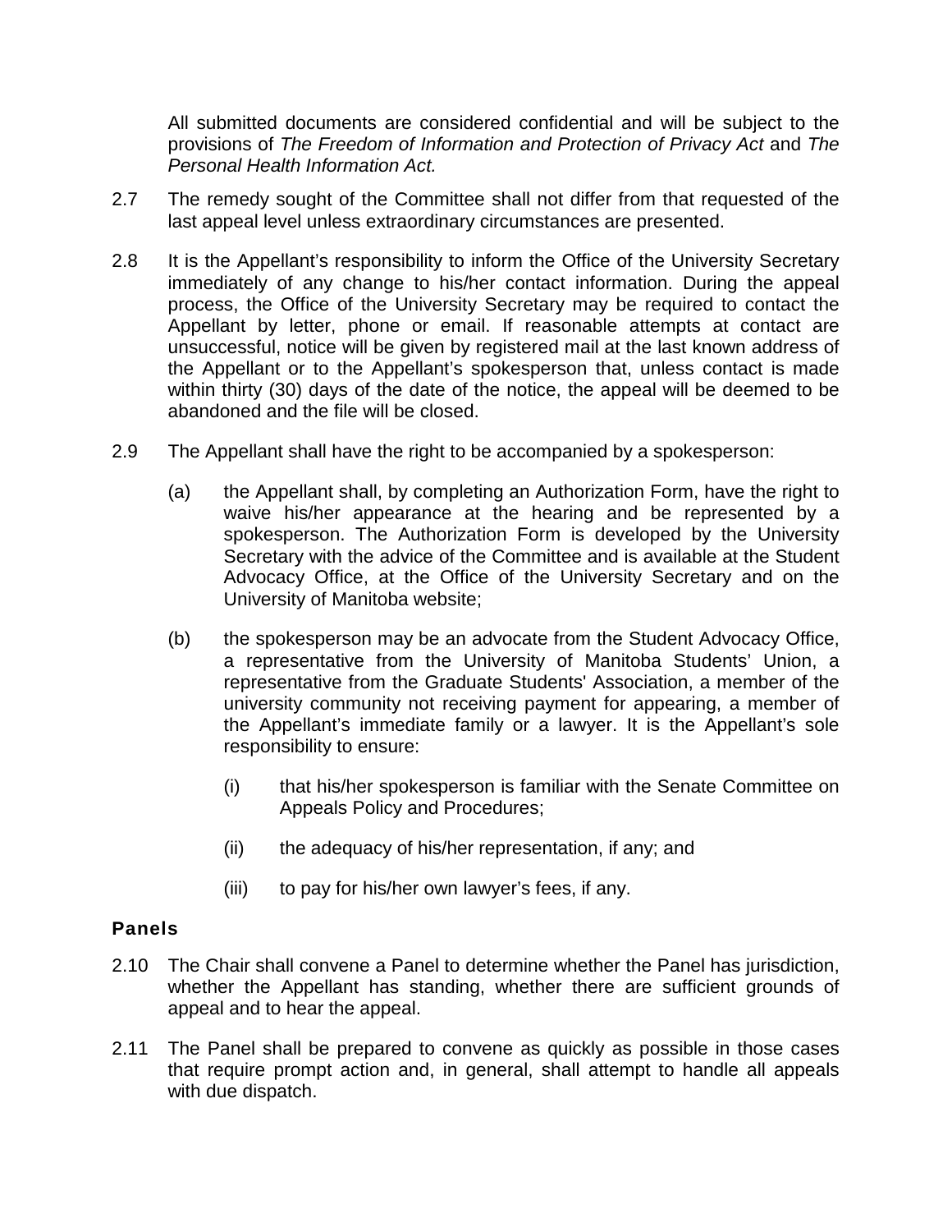All submitted documents are considered confidential and will be subject to the provisions of *The Freedom of Information and Protection of Privacy Act* and *The Personal Health Information Act.*

2.7 The remedy sought of the Committee shall not differ from that requested of the last appeal level unless extraordinary circumstances are presented.

2.8 It is the Appellant's responsibility to inform the Office of the University Secretary immediately of any change to his/her contact information. During the appeal process, the Office of the University Secretary may be required to contact the Appellant by letter, phone or email. If reasonable attempts at contact are unsuccessful, notice will be given by registered mail at the last known address of the Appellant or to the Appellant's spokesperson that, unless contact is made within thirty (30) days of the date of the notice, the appeal will be deemed to be abandoned and the file will be closed.

2.9 The Appellant shall have the right to be accompanied by a spokesperson:

(a) the Appellant shall, by completing an Authorization Form, have the right to waive his/her appearance at the hearing and be represented by a spokesperson. The Authorization Form is developed by the University Secretary with the advice of the Committee and is available at the Student Advocacy Office, at the Office of the University Secretary and on the University of Manitoba website;

(b) the spokesperson may be an advocate from the Student Advocacy Office, a representative from the University of Manitoba Students' Union, a representative from the Graduate Students' Association, a member of the university community not receiving payment for appearing, a member of the Appellant's immediate family or a lawyer. It is the Appellant's sole responsibility to ensure:

(i) that his/her spokesperson is familiar with the Senate Committee on Appeals Policy and Procedures;

(ii) the adequacy of his/her representation, if any; and

(iii) to pay for his/her own lawyer's fees, if any.

## Panels

2.10 The Chair shall convene a Panel to determine whether the Panel has jurisdiction, whether the Appellant has standing, whether there are sufficient grounds of appeal and to hear the appeal.

2.11 The Panel shall be prepared to convene as quickly as possible in those cases that require prompt action and, in general, shall attempt to handle all appeals with due dispatch.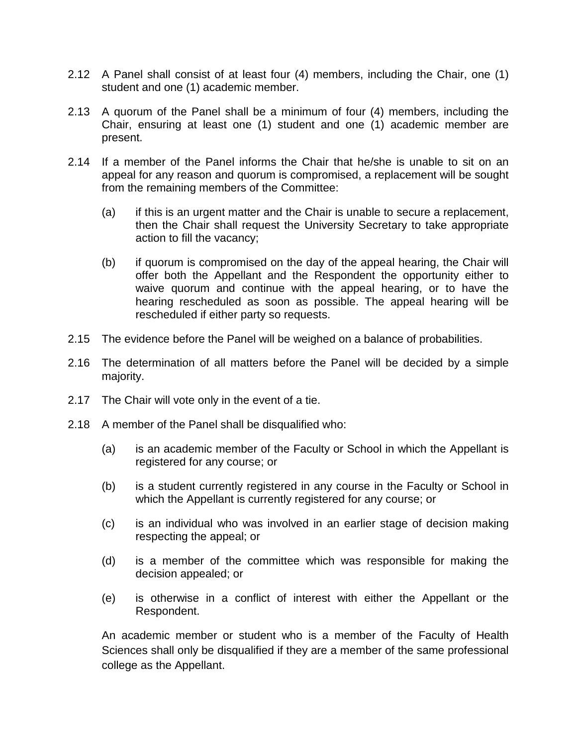2.12 A Panel shall consist of at least four (4) members, including the Chair, one (1) student and one (1) academic member.

2.13 A quorum of the Panel shall be a minimum of four (4) members, including the Chair, ensuring at least one (1) student and one (1) academic member are present.

2.14 If a member of the Panel informs the Chair that he/she is unable to sit on an appeal for any reason and quorum is compromised, a replacement will be sought from the remaining members of the Committee:

   (a) if this is an urgent matter and the Chair is unable to secure a replacement, then the Chair shall request the University Secretary to take appropriate action to fill the vacancy;

   (b) if quorum is compromised on the day of the appeal hearing, the Chair will offer both the Appellant and the Respondent the opportunity either to waive quorum and continue with the appeal hearing, or to have the hearing rescheduled as soon as possible. The appeal hearing will be rescheduled if either party so requests.

2.15 The evidence before the Panel will be weighed on a balance of probabilities.

2.16 The determination of all matters before the Panel will be decided by a simple majority.

2.17 The Chair will vote only in the event of a tie.

2.18 A member of the Panel shall be disqualified who:

   (a) is an academic member of the Faculty or School in which the Appellant is registered for any course; or

   (b) is a student currently registered in any course in the Faculty or School in which the Appellant is currently registered for any course; or

   (c) is an individual who was involved in an earlier stage of decision making respecting the appeal; or

   (d) is a member of the committee which was responsible for making the decision appealed; or

   (e) is otherwise in a conflict of interest with either the Appellant or the Respondent.

   An academic member or student who is a member of the Faculty of Health Sciences shall only be disqualified if they are a member of the same professional college as the Appellant.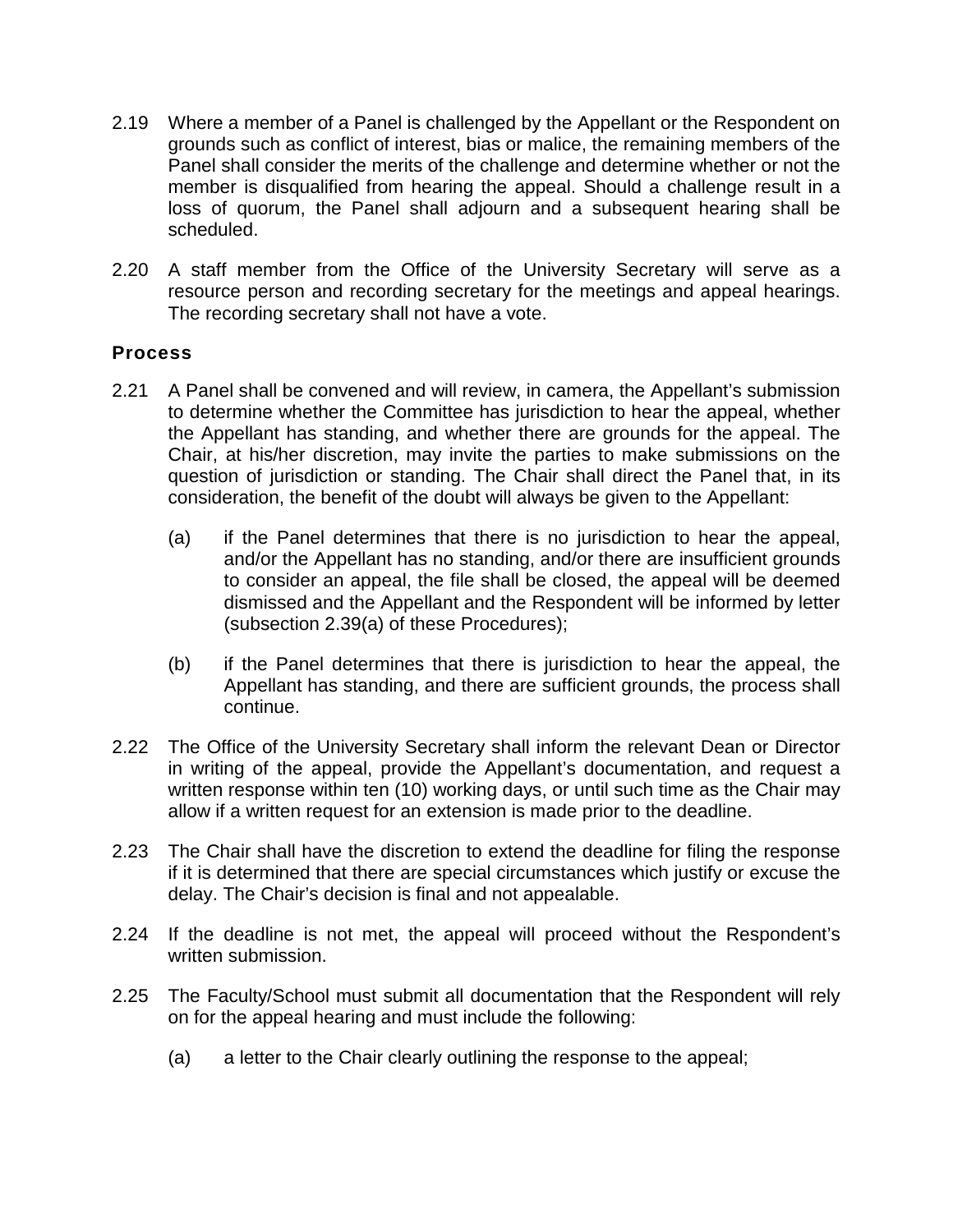2.19 Where a member of a Panel is challenged by the Appellant or the Respondent on grounds such as conflict of interest, bias or malice, the remaining members of the Panel shall consider the merits of the challenge and determine whether or not the member is disqualified from hearing the appeal. Should a challenge result in a loss of quorum, the Panel shall adjourn and a subsequent hearing shall be scheduled.

2.20 A staff member from the Office of the University Secretary will serve as a resource person and recording secretary for the meetings and appeal hearings. The recording secretary shall not have a vote.

### Process

2.21 A Panel shall be convened and will review, in camera, the Appellant's submission to determine whether the Committee has jurisdiction to hear the appeal, whether the Appellant has standing, and whether there are grounds for the appeal. The Chair, at his/her discretion, may invite the parties to make submissions on the question of jurisdiction or standing. The Chair shall direct the Panel that, in its consideration, the benefit of the doubt will always be given to the Appellant:

(a) if the Panel determines that there is no jurisdiction to hear the appeal, and/or the Appellant has no standing, and/or there are insufficient grounds to consider an appeal, the file shall be closed, the appeal will be deemed dismissed and the Appellant and the Respondent will be informed by letter (subsection 2.39(a) of these Procedures);

(b) if the Panel determines that there is jurisdiction to hear the appeal, the Appellant has standing, and there are sufficient grounds, the process shall continue.

2.22 The Office of the University Secretary shall inform the relevant Dean or Director in writing of the appeal, provide the Appellant's documentation, and request a written response within ten (10) working days, or until such time as the Chair may allow if a written request for an extension is made prior to the deadline.

2.23 The Chair shall have the discretion to extend the deadline for filing the response if it is determined that there are special circumstances which justify or excuse the delay. The Chair's decision is final and not appealable.

2.24 If the deadline is not met, the appeal will proceed without the Respondent's written submission.

2.25 The Faculty/School must submit all documentation that the Respondent will rely on for the appeal hearing and must include the following:

(a) a letter to the Chair clearly outlining the response to the appeal;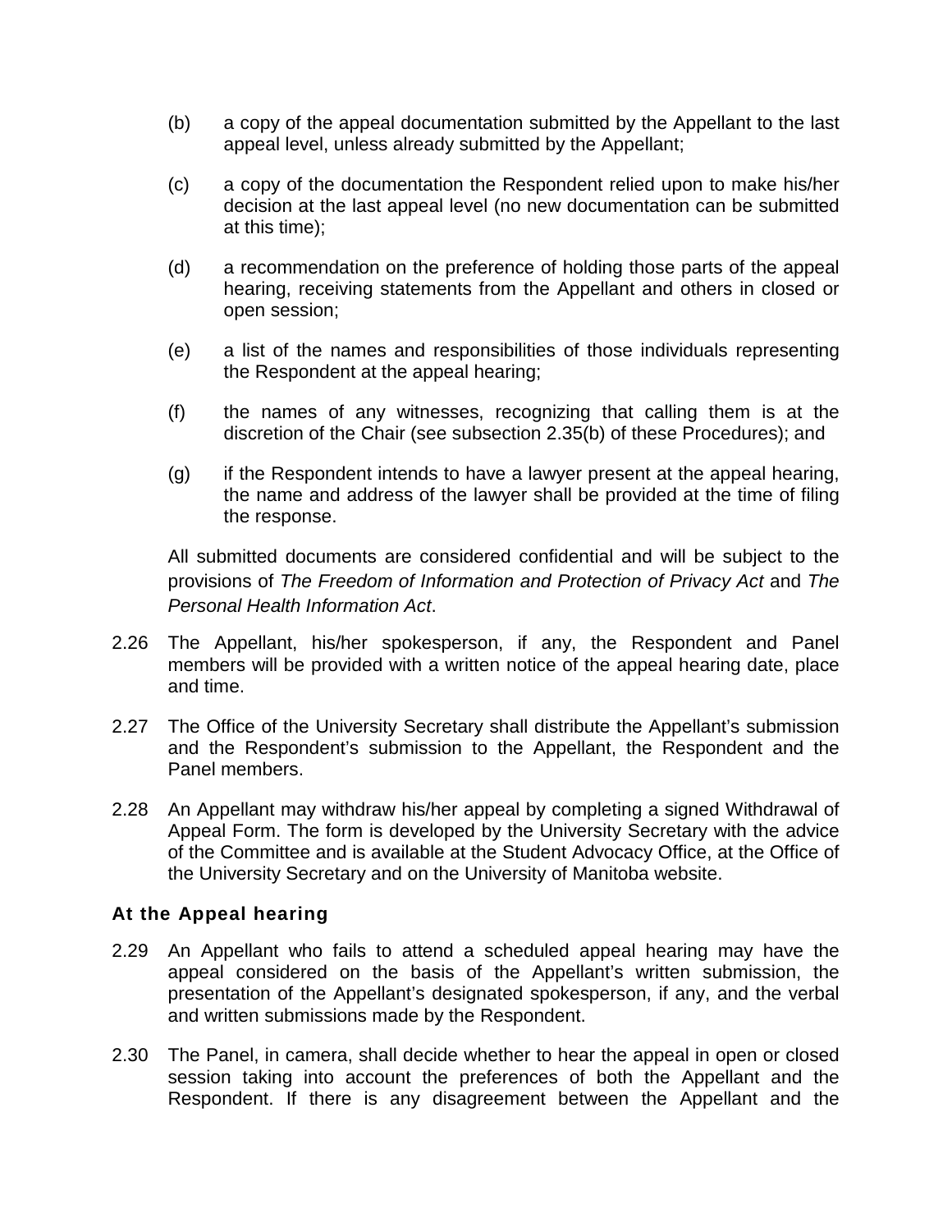(b) a copy of the appeal documentation submitted by the Appellant to the last appeal level, unless already submitted by the Appellant;

(c) a copy of the documentation the Respondent relied upon to make his/her decision at the last appeal level (no new documentation can be submitted at this time);

(d) a recommendation on the preference of holding those parts of the appeal hearing, receiving statements from the Appellant and others in closed or open session;

(e) a list of the names and responsibilities of those individuals representing the Respondent at the appeal hearing;

(f) the names of any witnesses, recognizing that calling them is at the discretion of the Chair (see subsection 2.35(b) of these Procedures); and

(g) if the Respondent intends to have a lawyer present at the appeal hearing, the name and address of the lawyer shall be provided at the time of filing the response.

All submitted documents are considered confidential and will be subject to the provisions of *The Freedom of Information and Protection of Privacy Act* and *The Personal Health Information Act*.

2.26 The Appellant, his/her spokesperson, if any, the Respondent and Panel members will be provided with a written notice of the appeal hearing date, place and time.

2.27 The Office of the University Secretary shall distribute the Appellant's submission and the Respondent's submission to the Appellant, the Respondent and the Panel members.

2.28 An Appellant may withdraw his/her appeal by completing a signed Withdrawal of Appeal Form. The form is developed by the University Secretary with the advice of the Committee and is available at the Student Advocacy Office, at the Office of the University Secretary and on the University of Manitoba website.

### At the Appeal hearing

2.29 An Appellant who fails to attend a scheduled appeal hearing may have the appeal considered on the basis of the Appellant's written submission, the presentation of the Appellant's designated spokesperson, if any, and the verbal and written submissions made by the Respondent.

2.30 The Panel, in camera, shall decide whether to hear the appeal in open or closed session taking into account the preferences of both the Appellant and the Respondent. If there is any disagreement between the Appellant and the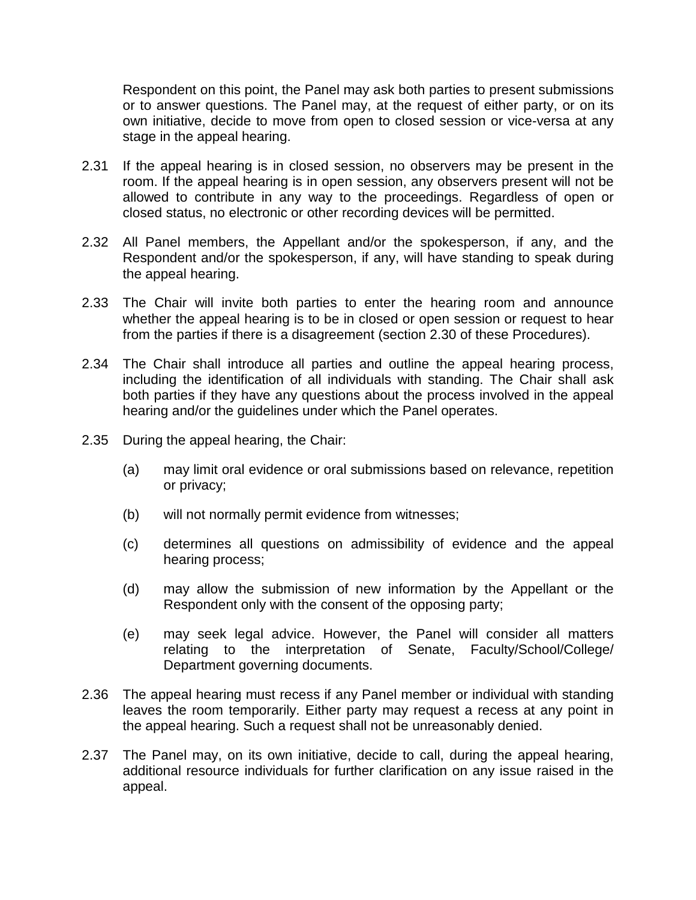Respondent on this point, the Panel may ask both parties to present submissions or to answer questions. The Panel may, at the request of either party, or on its own initiative, decide to move from open to closed session or vice-versa at any stage in the appeal hearing.

2.31 If the appeal hearing is in closed session, no observers may be present in the room. If the appeal hearing is in open session, any observers present will not be allowed to contribute in any way to the proceedings. Regardless of open or closed status, no electronic or other recording devices will be permitted.

2.32 All Panel members, the Appellant and/or the spokesperson, if any, and the Respondent and/or the spokesperson, if any, will have standing to speak during the appeal hearing.

2.33 The Chair will invite both parties to enter the hearing room and announce whether the appeal hearing is to be in closed or open session or request to hear from the parties if there is a disagreement (section 2.30 of these Procedures).

2.34 The Chair shall introduce all parties and outline the appeal hearing process, including the identification of all individuals with standing. The Chair shall ask both parties if they have any questions about the process involved in the appeal hearing and/or the guidelines under which the Panel operates.

2.35 During the appeal hearing, the Chair:

(a) may limit oral evidence or oral submissions based on relevance, repetition or privacy;

(b) will not normally permit evidence from witnesses;

(c) determines all questions on admissibility of evidence and the appeal hearing process;

(d) may allow the submission of new information by the Appellant or the Respondent only with the consent of the opposing party;

(e) may seek legal advice. However, the Panel will consider all matters relating to the interpretation of Senate, Faculty/School/College/ Department governing documents.

2.36 The appeal hearing must recess if any Panel member or individual with standing leaves the room temporarily. Either party may request a recess at any point in the appeal hearing. Such a request shall not be unreasonably denied.

2.37 The Panel may, on its own initiative, decide to call, during the appeal hearing, additional resource individuals for further clarification on any issue raised in the appeal.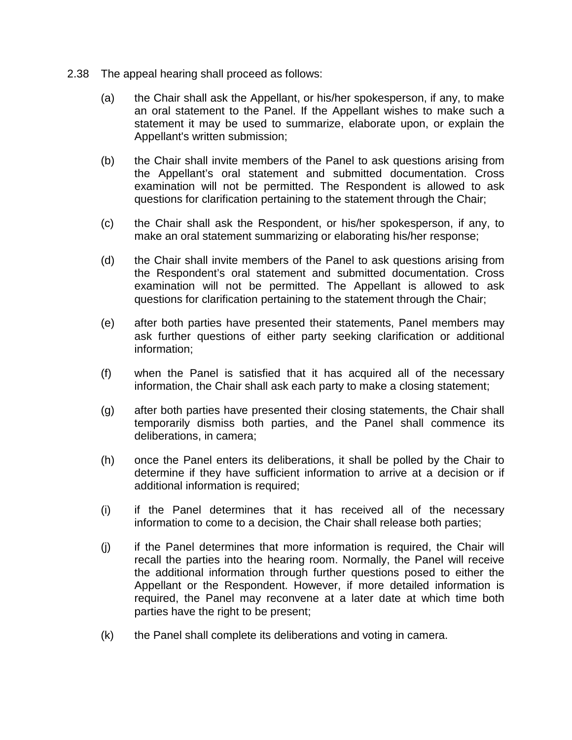2.38 The appeal hearing shall proceed as follows:

(a) the Chair shall ask the Appellant, or his/her spokesperson, if any, to make an oral statement to the Panel. If the Appellant wishes to make such a statement it may be used to summarize, elaborate upon, or explain the Appellant's written submission;

(b) the Chair shall invite members of the Panel to ask questions arising from the Appellant's oral statement and submitted documentation. Cross examination will not be permitted. The Respondent is allowed to ask questions for clarification pertaining to the statement through the Chair;

(c) the Chair shall ask the Respondent, or his/her spokesperson, if any, to make an oral statement summarizing or elaborating his/her response;

(d) the Chair shall invite members of the Panel to ask questions arising from the Respondent's oral statement and submitted documentation. Cross examination will not be permitted. The Appellant is allowed to ask questions for clarification pertaining to the statement through the Chair;

(e) after both parties have presented their statements, Panel members may ask further questions of either party seeking clarification or additional information;

(f) when the Panel is satisfied that it has acquired all of the necessary information, the Chair shall ask each party to make a closing statement;

(g) after both parties have presented their closing statements, the Chair shall temporarily dismiss both parties, and the Panel shall commence its deliberations, in camera;

(h) once the Panel enters its deliberations, it shall be polled by the Chair to determine if they have sufficient information to arrive at a decision or if additional information is required;

(i) if the Panel determines that it has received all of the necessary information to come to a decision, the Chair shall release both parties;

(j) if the Panel determines that more information is required, the Chair will recall the parties into the hearing room. Normally, the Panel will receive the additional information through further questions posed to either the Appellant or the Respondent. However, if more detailed information is required, the Panel may reconvene at a later date at which time both parties have the right to be present;

(k) the Panel shall complete its deliberations and voting in camera.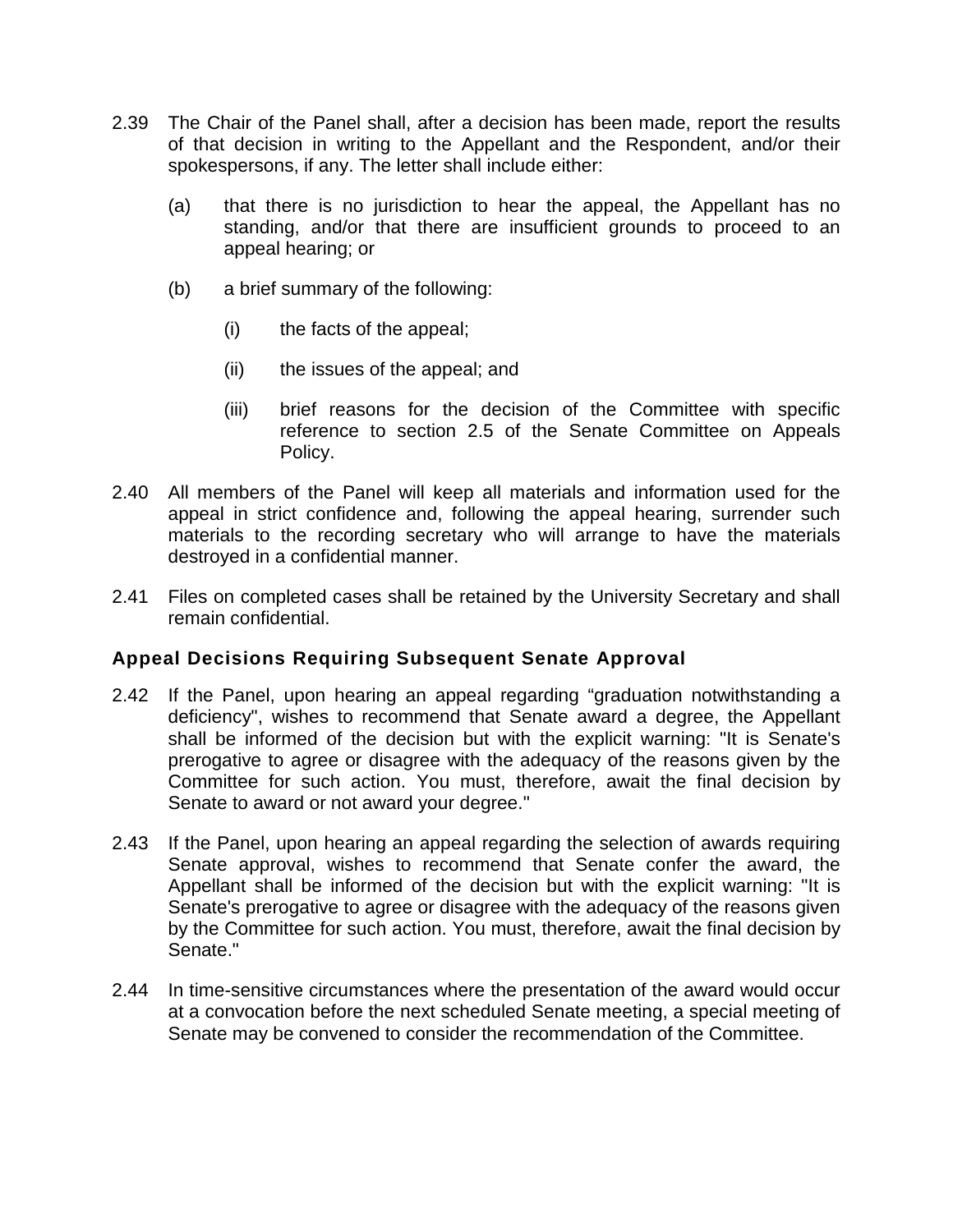2.39 The Chair of the Panel shall, after a decision has been made, report the results of that decision in writing to the Appellant and the Respondent, and/or their spokespersons, if any. The letter shall include either:

(a) that there is no jurisdiction to hear the appeal, the Appellant has no standing, and/or that there are insufficient grounds to proceed to an appeal hearing; or

(b) a brief summary of the following:

(i) the facts of the appeal;

(ii) the issues of the appeal; and

(iii) brief reasons for the decision of the Committee with specific reference to section 2.5 of the Senate Committee on Appeals Policy.

2.40 All members of the Panel will keep all materials and information used for the appeal in strict confidence and, following the appeal hearing, surrender such materials to the recording secretary who will arrange to have the materials destroyed in a confidential manner.

2.41 Files on completed cases shall be retained by the University Secretary and shall remain confidential.

### Appeal Decisions Requiring Subsequent Senate Approval

2.42 If the Panel, upon hearing an appeal regarding “graduation notwithstanding a deficiency", wishes to recommend that Senate award a degree, the Appellant shall be informed of the decision but with the explicit warning: "It is Senate's prerogative to agree or disagree with the adequacy of the reasons given by the Committee for such action. You must, therefore, await the final decision by Senate to award or not award your degree."

2.43 If the Panel, upon hearing an appeal regarding the selection of awards requiring Senate approval, wishes to recommend that Senate confer the award, the Appellant shall be informed of the decision but with the explicit warning: "It is Senate's prerogative to agree or disagree with the adequacy of the reasons given by the Committee for such action. You must, therefore, await the final decision by Senate."

2.44 In time-sensitive circumstances where the presentation of the award would occur at a convocation before the next scheduled Senate meeting, a special meeting of Senate may be convened to consider the recommendation of the Committee.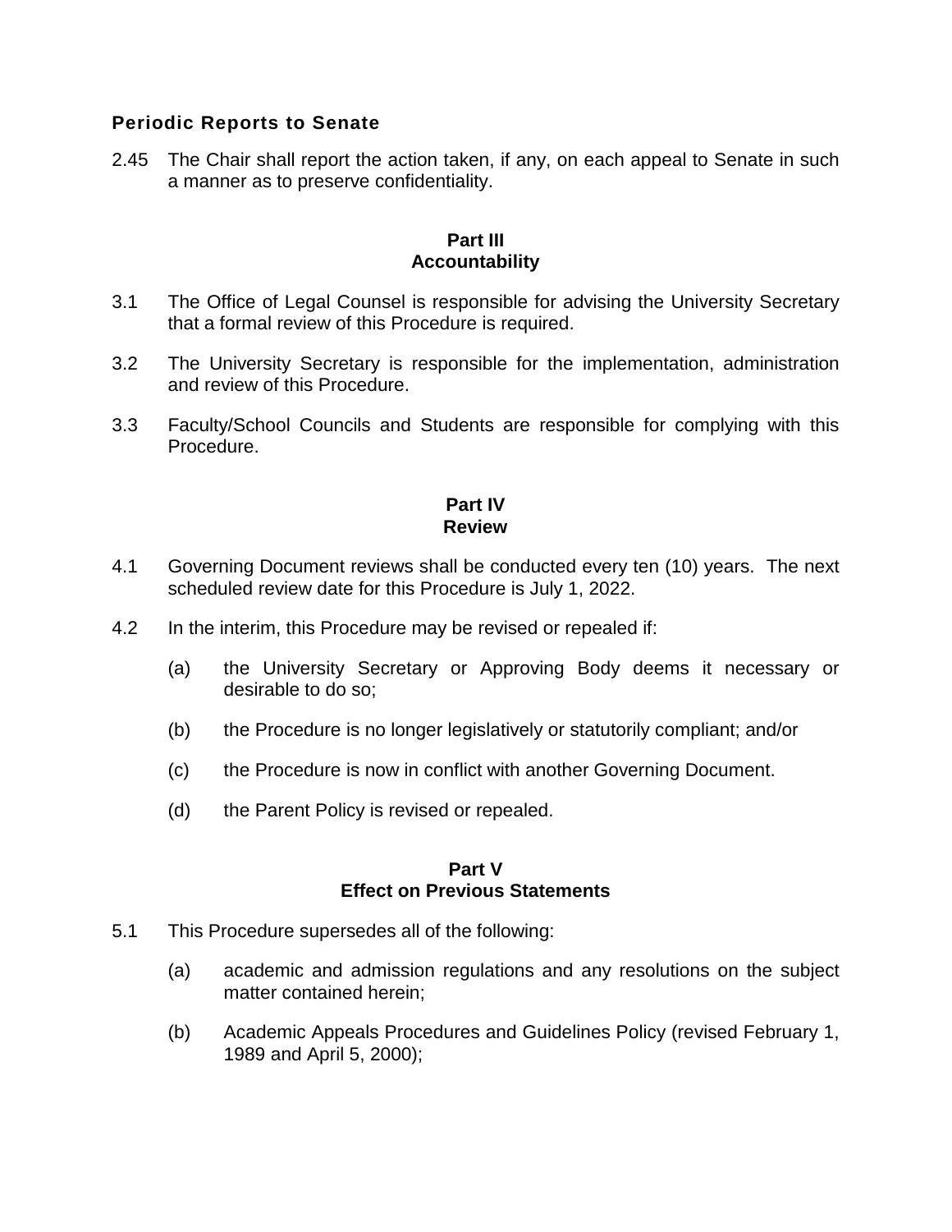### Periodic Reports to Senate

2.45 The Chair shall report the action taken, if any, on each appeal to Senate in such a manner as to preserve confidentiality.

## Part III
## Accountability

3.1 The Office of Legal Counsel is responsible for advising the University Secretary that a formal review of this Procedure is required.

3.2 The University Secretary is responsible for the implementation, administration and review of this Procedure.

3.3 Faculty/School Councils and Students are responsible for complying with this Procedure.

## Part IV
## Review

4.1 Governing Document reviews shall be conducted every ten (10) years. The next scheduled review date for this Procedure is July 1, 2022.

4.2 In the interim, this Procedure may be revised or repealed if:

(a) the University Secretary or Approving Body deems it necessary or desirable to do so;

(b) the Procedure is no longer legislatively or statutorily compliant; and/or

(c) the Procedure is now in conflict with another Governing Document.

(d) the Parent Policy is revised or repealed.

## Part V
## Effect on Previous Statements

5.1 This Procedure supersedes all of the following:

(a) academic and admission regulations and any resolutions on the subject matter contained herein;

(b) Academic Appeals Procedures and Guidelines Policy (revised February 1, 1989 and April 5, 2000);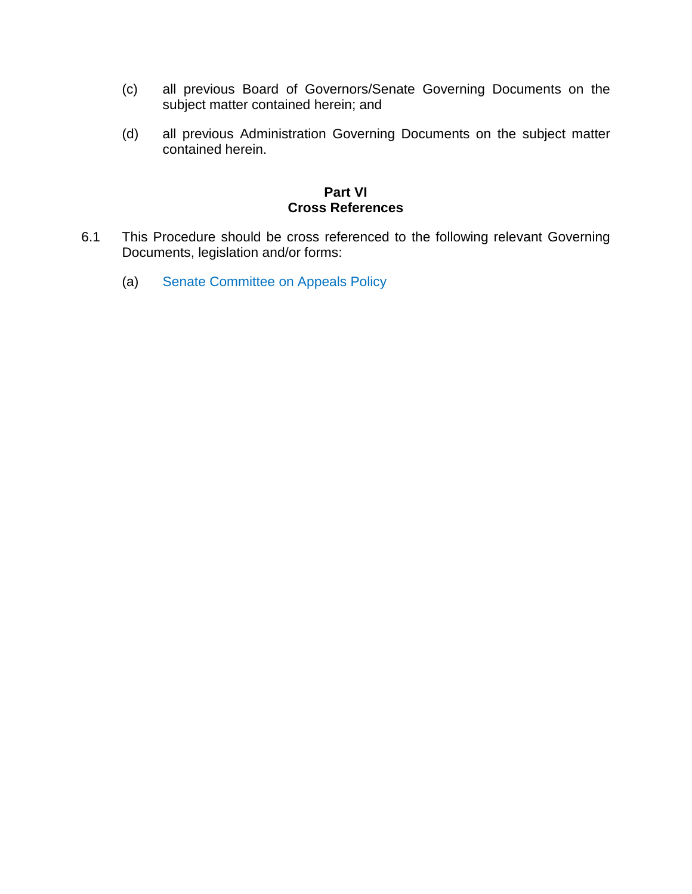(c) all previous Board of Governors/Senate Governing Documents on the subject matter contained herein; and

(d) all previous Administration Governing Documents on the subject matter contained herein.

**Part VI**
**Cross References**

6.1 This Procedure should be cross referenced to the following relevant Governing Documents, legislation and/or forms:

(a) Senate Committee on Appeals Policy